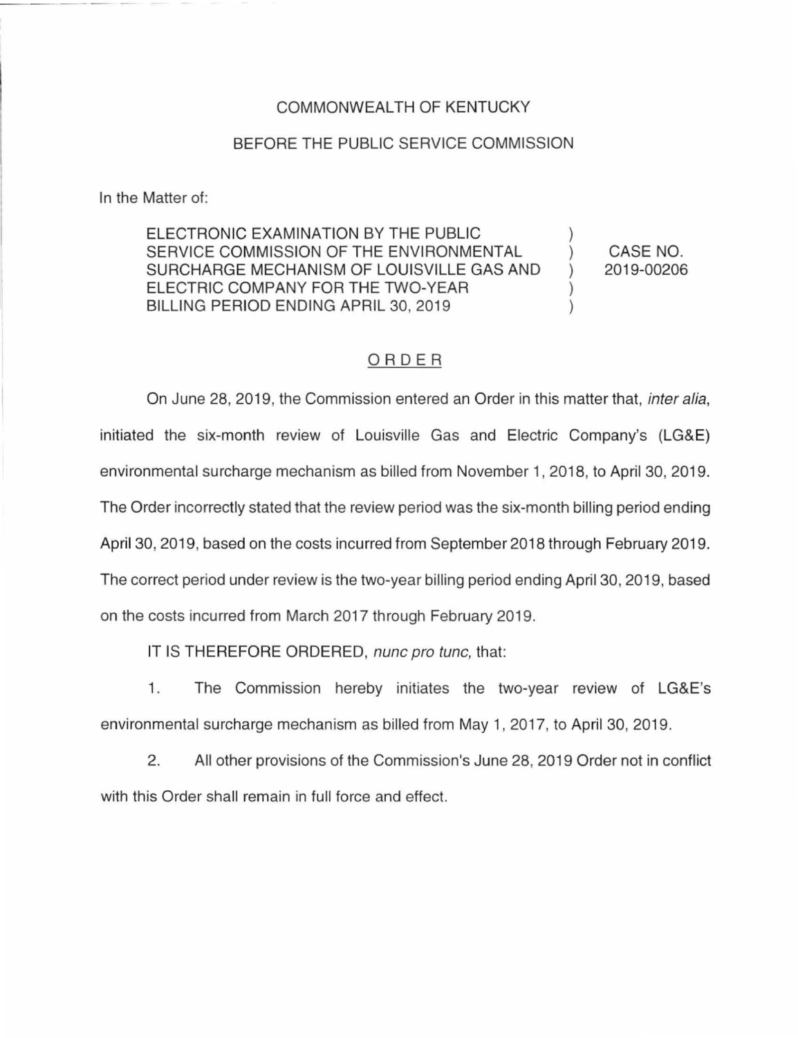COMMONWEALTH OF KENTUCKY

BEFORE THE PUBLIC SERVICE COMMISSION

In the Matter of:

| | | |
|---|---|---|
| ELECTRONIC EXAMINATION BY THE PUBLIC SERVICE COMMISSION OF THE ENVIRONMENTAL SURCHARGE MECHANISM OF LOUISVILLE GAS AND ELECTRIC COMPANY FOR THE TWO-YEAR BILLING PERIOD ENDING APRIL 30, 2019 | ) ) ) ) ) | CASE NO. 2019-00206 |

## ORDER

On June 28, 2019, the Commission entered an Order in this matter that, *inter alia*, initiated the six-month review of Louisville Gas and Electric Company's (LG&E) environmental surcharge mechanism as billed from November 1, 2018, to April 30, 2019. The Order incorrectly stated that the review period was the six-month billing period ending April 30, 2019, based on the costs incurred from September 2018 through February 2019. The correct period under review is the two-year billing period ending April 30, 2019, based on the costs incurred from March 2017 through February 2019.

IT IS THEREFORE ORDERED, *nunc pro tunc,* that:

1. The Commission hereby initiates the two-year review of LG&E's environmental surcharge mechanism as billed from May 1, 2017, to April 30, 2019.

2. All other provisions of the Commission's June 28, 2019 Order not in conflict with this Order shall remain in full force and effect.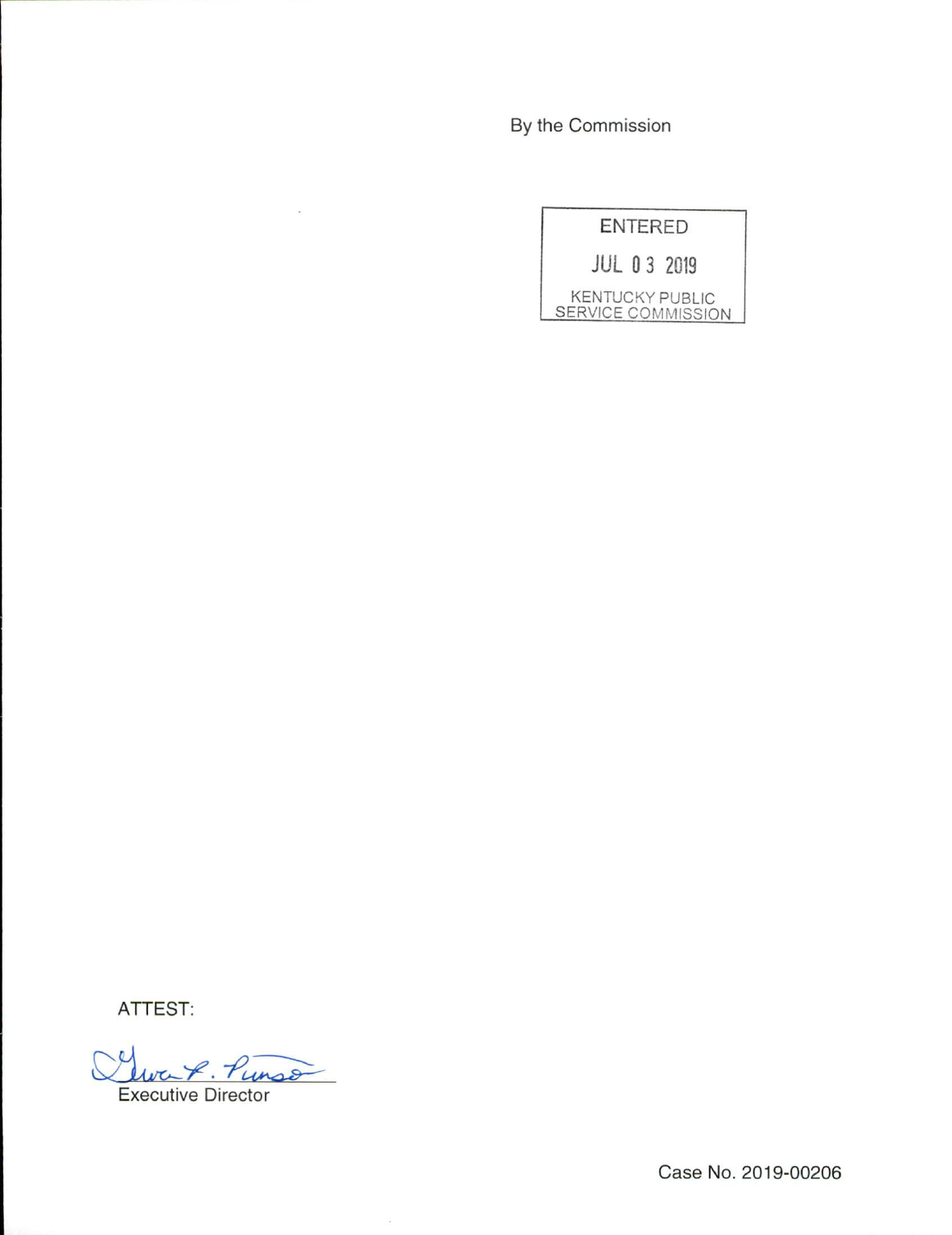By the Commission

ENTERED

JUL 03 2019

KENTUCKY PUBLIC SERVICE COMMISSION

ATTEST:

Executive Director

Case No. 2019-00206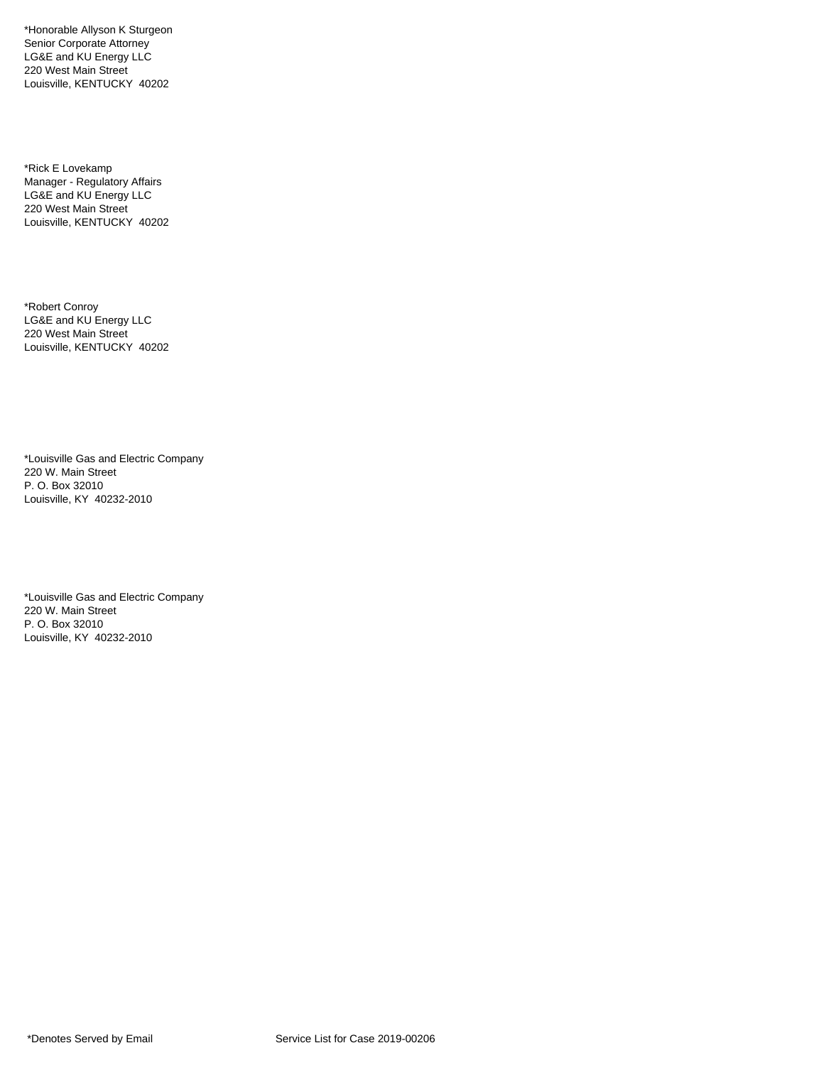*Honorable Allyson K Sturgeon
Senior Corporate Attorney
LG&E and KU Energy LLC
220 West Main Street
Louisville, KENTUCKY  40202

*Rick E Lovekamp
Manager - Regulatory Affairs
LG&E and KU Energy LLC
220 West Main Street
Louisville, KENTUCKY  40202

*Robert Conroy
LG&E and KU Energy LLC
220 West Main Street
Louisville, KENTUCKY  40202

*Louisville Gas and Electric Company
220 W. Main Street
P. O. Box 32010
Louisville, KY  40232-2010

*Louisville Gas and Electric Company
220 W. Main Street
P. O. Box 32010
Louisville, KY  40232-2010

*Denotes Served by Email

Service List for Case 2019-00206